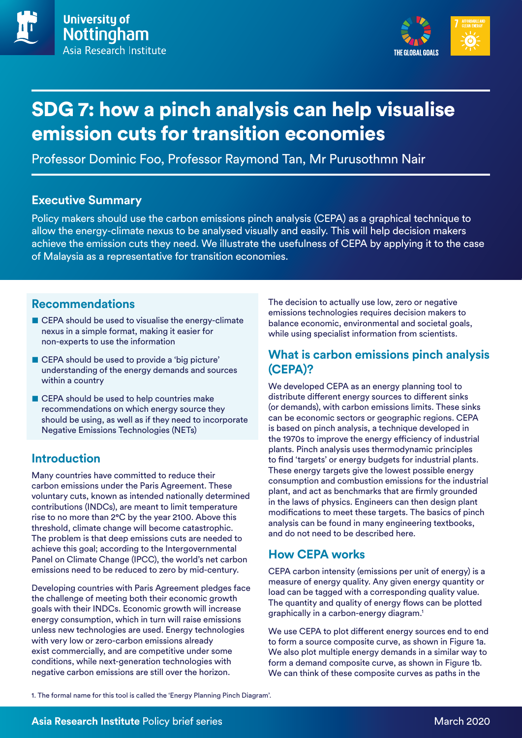University of Nottingham
Asia Research Institute

# SDG 7: how a pinch analysis can help visualise emission cuts for transition economies

Professor Dominic Foo, Professor Raymond Tan, Mr Purusothmn Nair

## Executive Summary

Policy makers should use the carbon emissions pinch analysis (CEPA) as a graphical technique to allow the energy-climate nexus to be analysed visually and easily. This will help decision makers achieve the emission cuts they need. We illustrate the usefulness of CEPA by applying it to the case of Malaysia as a representative for transition economies.

## Recommendations

- CEPA should be used to visualise the energy-climate nexus in a simple format, making it easier for non-experts to use the information
- CEPA should be used to provide a 'big picture' understanding of the energy demands and sources within a country
- CEPA should be used to help countries make recommendations on which energy source they should be using, as well as if they need to incorporate Negative Emissions Technologies (NETs)

## Introduction

Many countries have committed to reduce their carbon emissions under the Paris Agreement. These voluntary cuts, known as intended nationally determined contributions (INDCs), are meant to limit temperature rise to no more than 2°C by the year 2100. Above this threshold, climate change will become catastrophic. The problem is that deep emissions cuts are needed to achieve this goal; according to the Intergovernmental Panel on Climate Change (IPCC), the world's net carbon emissions need to be reduced to zero by mid-century.

Developing countries with Paris Agreement pledges face the challenge of meeting both their economic growth goals with their INDCs. Economic growth will increase energy consumption, which in turn will raise emissions unless new technologies are used. Energy technologies with very low or zero-carbon emissions already exist commercially, and are competitive under some conditions, while next-generation technologies with negative carbon emissions are still over the horizon.

The decision to actually use low, zero or negative emissions technologies requires decision makers to balance economic, environmental and societal goals, while using specialist information from scientists.

## What is carbon emissions pinch analysis (CEPA)?

We developed CEPA as an energy planning tool to distribute different energy sources to different sinks (or demands), with carbon emissions limits. These sinks can be economic sectors or geographic regions. CEPA is based on pinch analysis, a technique developed in the 1970s to improve the energy efficiency of industrial plants. Pinch analysis uses thermodynamic principles to find 'targets' or energy budgets for industrial plants. These energy targets give the lowest possible energy consumption and combustion emissions for the industrial plant, and act as benchmarks that are firmly grounded in the laws of physics. Engineers can then design plant modifications to meet these targets. The basics of pinch analysis can be found in many engineering textbooks, and do not need to be described here.

## How CEPA works

CEPA carbon intensity (emissions per unit of energy) is a measure of energy quality. Any given energy quantity or load can be tagged with a corresponding quality value. The quantity and quality of energy flows can be plotted graphically in a carbon-energy diagram.[1]

We use CEPA to plot different energy sources end to end to form a source composite curve, as shown in Figure 1a. We also plot multiple energy demands in a similar way to form a demand composite curve, as shown in Figure 1b. We can think of these composite curves as paths in the

1. The formal name for this tool is called the 'Energy Planning Pinch Diagram'.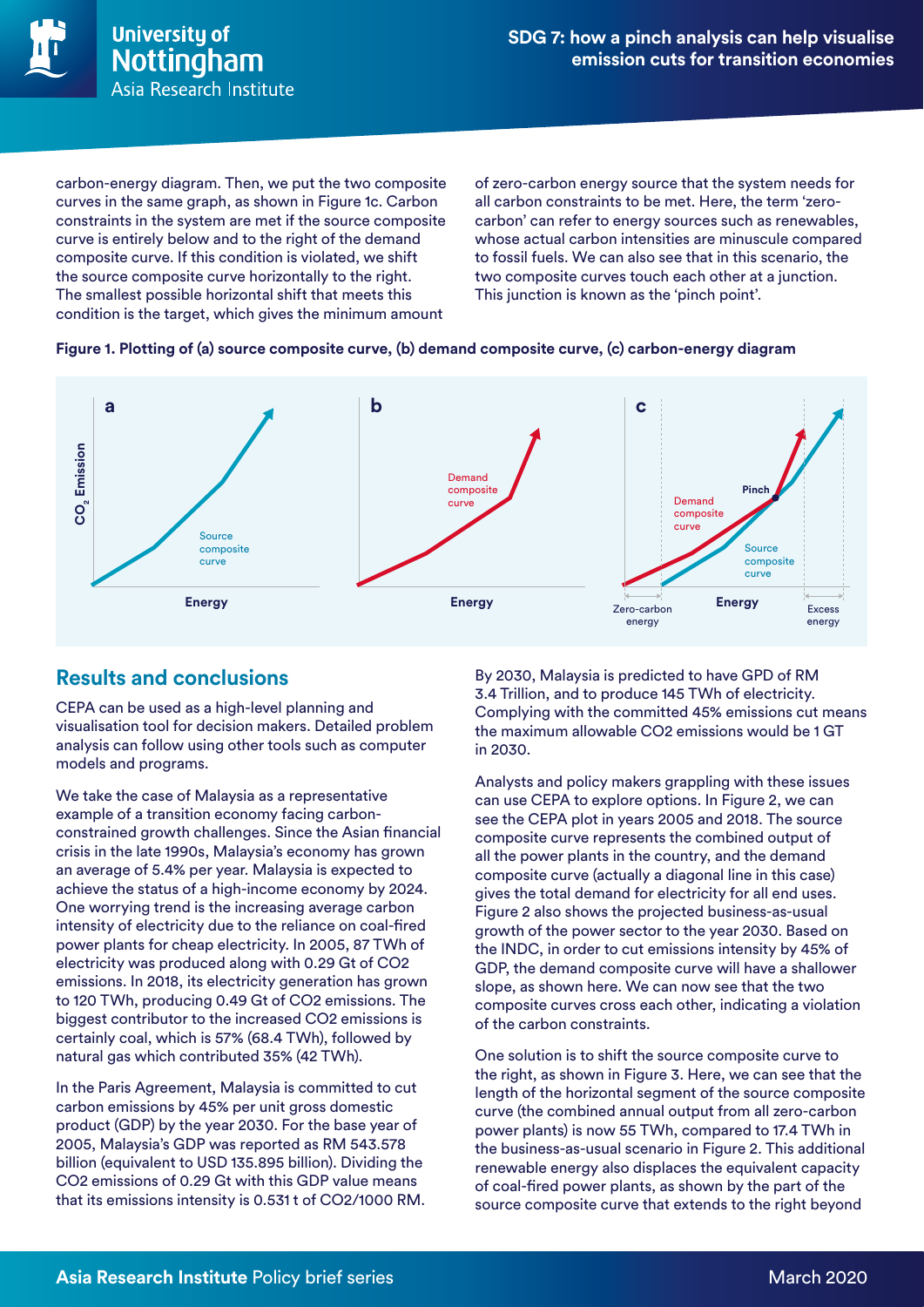carbon-energy diagram. Then, we put the two composite curves in the same graph, as shown in Figure 1c. Carbon constraints in the system are met if the source composite curve is entirely below and to the right of the demand composite curve. If this condition is violated, we shift the source composite curve horizontally to the right. The smallest possible horizontal shift that meets this condition is the target, which gives the minimum amount of zero-carbon energy source that the system needs for all carbon constraints to be met. Here, the term 'zero-carbon' can refer to energy sources such as renewables, whose actual carbon intensities are minuscule compared to fossil fuels. We can also see that in this scenario, the two composite curves touch each other at a junction. This junction is known as the 'pinch point'.

**Figure 1. Plotting of (a) source composite curve, (b) demand composite curve, (c) carbon-energy diagram**

## Results and conclusions

CEPA can be used as a high-level planning and visualisation tool for decision makers. Detailed problem analysis can follow using other tools such as computer models and programs.

We take the case of Malaysia as a representative example of a transition economy facing carbon-constrained growth challenges. Since the Asian financial crisis in the late 1990s, Malaysia's economy has grown an average of 5.4% per year. Malaysia is expected to achieve the status of a high-income economy by 2024. One worrying trend is the increasing average carbon intensity of electricity due to the reliance on coal-fired power plants for cheap electricity. In 2005, 87 TWh of electricity was produced along with 0.29 Gt of CO2 emissions. In 2018, its electricity generation has grown to 120 TWh, producing 0.49 Gt of CO2 emissions. The biggest contributor to the increased CO2 emissions is certainly coal, which is 57% (68.4 TWh), followed by natural gas which contributed 35% (42 TWh).

In the Paris Agreement, Malaysia is committed to cut carbon emissions by 45% per unit gross domestic product (GDP) by the year 2030. For the base year of 2005, Malaysia's GDP was reported as RM 543.578 billion (equivalent to USD 135.895 billion). Dividing the CO2 emissions of 0.29 Gt with this GDP value means that its emissions intensity is 0.531 t of CO2/1000 RM.

By 2030, Malaysia is predicted to have GPD of RM 3.4 Trillion, and to produce 145 TWh of electricity. Complying with the committed 45% emissions cut means the maximum allowable CO2 emissions would be 1 GT in 2030.

Analysts and policy makers grappling with these issues can use CEPA to explore options. In Figure 2, we can see the CEPA plot in years 2005 and 2018. The source composite curve represents the combined output of all the power plants in the country, and the demand composite curve (actually a diagonal line in this case) gives the total demand for electricity for all end uses. Figure 2 also shows the projected business-as-usual growth of the power sector to the year 2030. Based on the INDC, in order to cut emissions intensity by 45% of GDP, the demand composite curve will have a shallower slope, as shown here. We can now see that the two composite curves cross each other, indicating a violation of the carbon constraints.

One solution is to shift the source composite curve to the right, as shown in Figure 3. Here, we can see that the length of the horizontal segment of the source composite curve (the combined annual output from all zero-carbon power plants) is now 55 TWh, compared to 17.4 TWh in the business-as-usual scenario in Figure 2. This additional renewable energy also displaces the equivalent capacity of coal-fired power plants, as shown by the part of the source composite curve that extends to the right beyond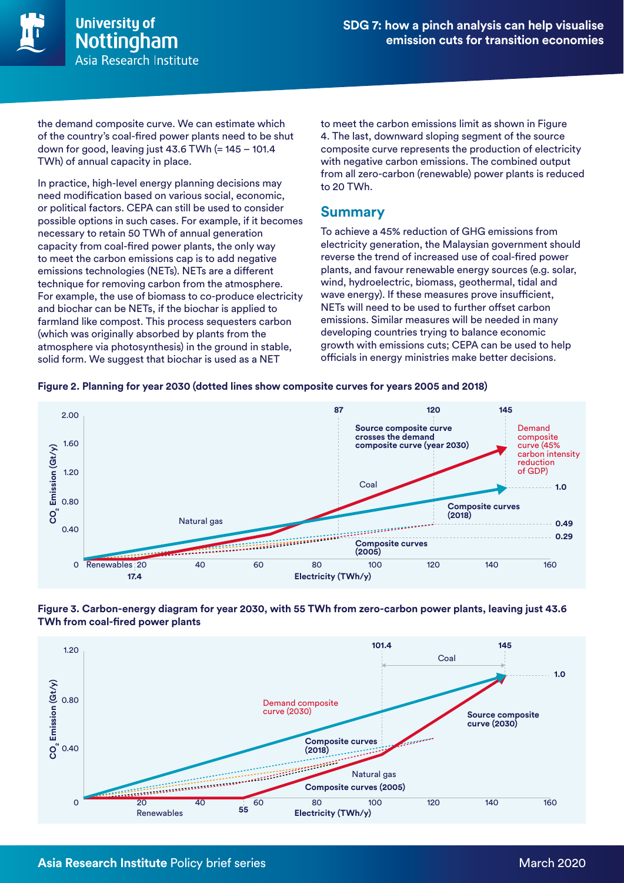the demand composite curve. We can estimate which of the country's coal-fired power plants need to be shut down for good, leaving just 43.6 TWh (= 145 – 101.4 TWh) of annual capacity in place.

In practice, high-level energy planning decisions may need modification based on various social, economic, or political factors. CEPA can still be used to consider possible options in such cases. For example, if it becomes necessary to retain 50 TWh of annual generation capacity from coal-fired power plants, the only way to meet the carbon emissions cap is to add negative emissions technologies (NETs). NETs are a different technique for removing carbon from the atmosphere. For example, the use of biomass to co-produce electricity and biochar can be NETs, if the biochar is applied to farmland like compost. This process sequesters carbon (which was originally absorbed by plants from the atmosphere via photosynthesis) in the ground in stable, solid form. We suggest that biochar is used as a NET to meet the carbon emissions limit as shown in Figure 4. The last, downward sloping segment of the source composite curve represents the production of electricity with negative carbon emissions. The combined output from all zero-carbon (renewable) power plants is reduced to 20 TWh.

## Summary

To achieve a 45% reduction of GHG emissions from electricity generation, the Malaysian government should reverse the trend of increased use of coal-fired power plants, and favour renewable energy sources (e.g. solar, wind, hydroelectric, biomass, geothermal, tidal and wave energy). If these measures prove insufficient, NETs will need to be used to further offset carbon emissions. Similar measures will be needed in many developing countries trying to balance economic growth with emissions cuts; CEPA can be used to help officials in energy ministries make better decisions.

**Figure 2. Planning for year 2030 (dotted lines show composite curves for years 2005 and 2018)**

**Figure 3. Carbon-energy diagram for year 2030, with 55 TWh from zero-carbon power plants, leaving just 43.6 TWh from coal-fired power plants**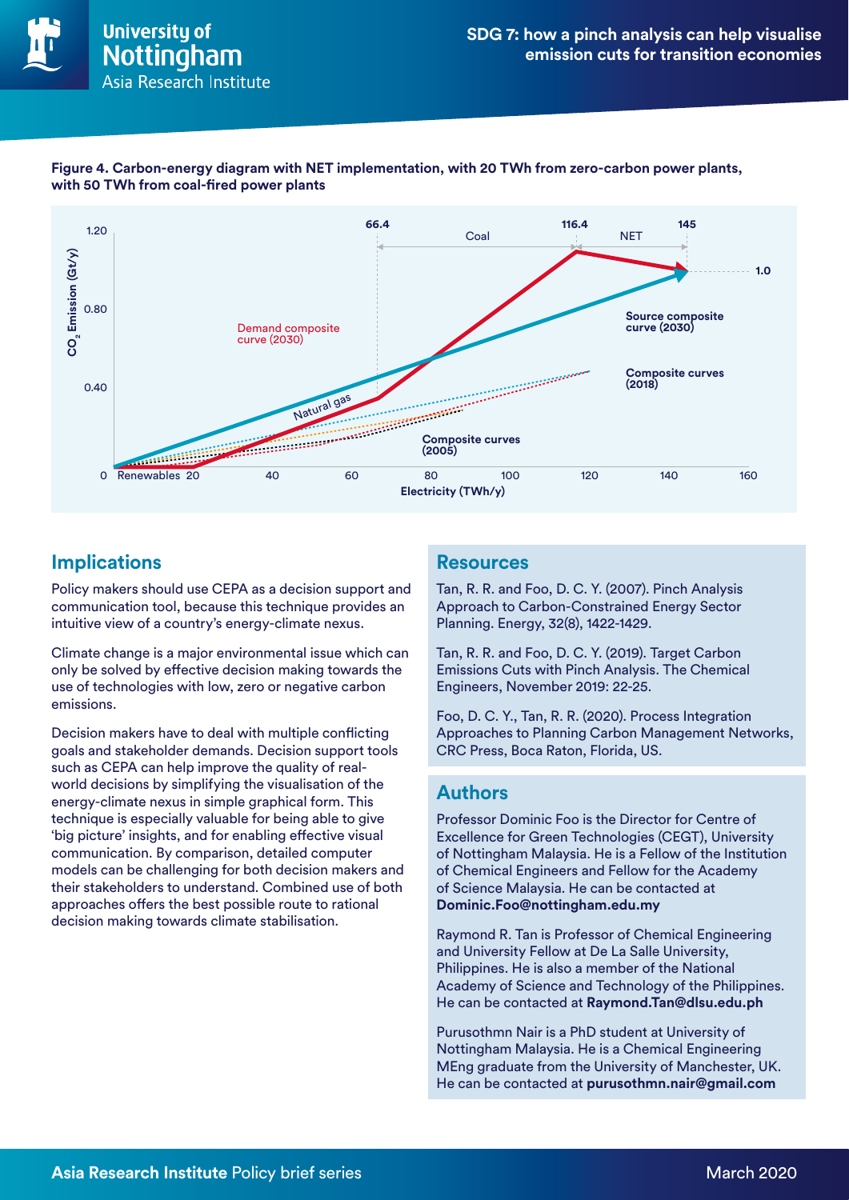**Figure 4. Carbon-energy diagram with NET implementation, with 20 TWh from zero-carbon power plants, with 50 TWh from coal-fired power plants**

$CO_2$ Emission (Gt/y)

1.20
0.80
0.40
0

Electricity (TWh/y)

Renewables 20
40
60
80
100
120
140
160

66.4
Coal
116.4
NET
145
1.0

Demand composite curve (2030)
Source composite curve (2030)
Natural gas
Composite curves (2018)
Composite curves (2005)

## Implications

Policy makers should use CEPA as a decision support and communication tool, because this technique provides an intuitive view of a country's energy-climate nexus.

Climate change is a major environmental issue which can only be solved by effective decision making towards the use of technologies with low, zero or negative carbon emissions.

Decision makers have to deal with multiple conflicting goals and stakeholder demands. Decision support tools such as CEPA can help improve the quality of real-world decisions by simplifying the visualisation of the energy-climate nexus in simple graphical form. This technique is especially valuable for being able to give 'big picture' insights, and for enabling effective visual communication. By comparison, detailed computer models can be challenging for both decision makers and their stakeholders to understand. Combined use of both approaches offers the best possible route to rational decision making towards climate stabilisation.

## Resources

Tan, R. R. and Foo, D. C. Y. (2007). Pinch Analysis Approach to Carbon-Constrained Energy Sector Planning. Energy, 32(8), 1422-1429.

Tan, R. R. and Foo, D. C. Y. (2019). Target Carbon Emissions Cuts with Pinch Analysis. The Chemical Engineers, November 2019: 22-25.

Foo, D. C. Y., Tan, R. R. (2020). Process Integration Approaches to Planning Carbon Management Networks, CRC Press, Boca Raton, Florida, US.

## Authors

Professor Dominic Foo is the Director for Centre of Excellence for Green Technologies (CEGT), University of Nottingham Malaysia. He is a Fellow of the Institution of Chemical Engineers and Fellow for the Academy of Science Malaysia. He can be contacted at **Dominic.Foo@nottingham.edu.my**

Raymond R. Tan is Professor of Chemical Engineering and University Fellow at De La Salle University, Philippines. He is also a member of the National Academy of Science and Technology of the Philippines. He can be contacted at **Raymond.Tan@dlsu.edu.ph**

Purusothmn Nair is a PhD student at University of Nottingham Malaysia. He is a Chemical Engineering MEng graduate from the University of Manchester, UK. He can be contacted at **purusothmn.nair@gmail.com**